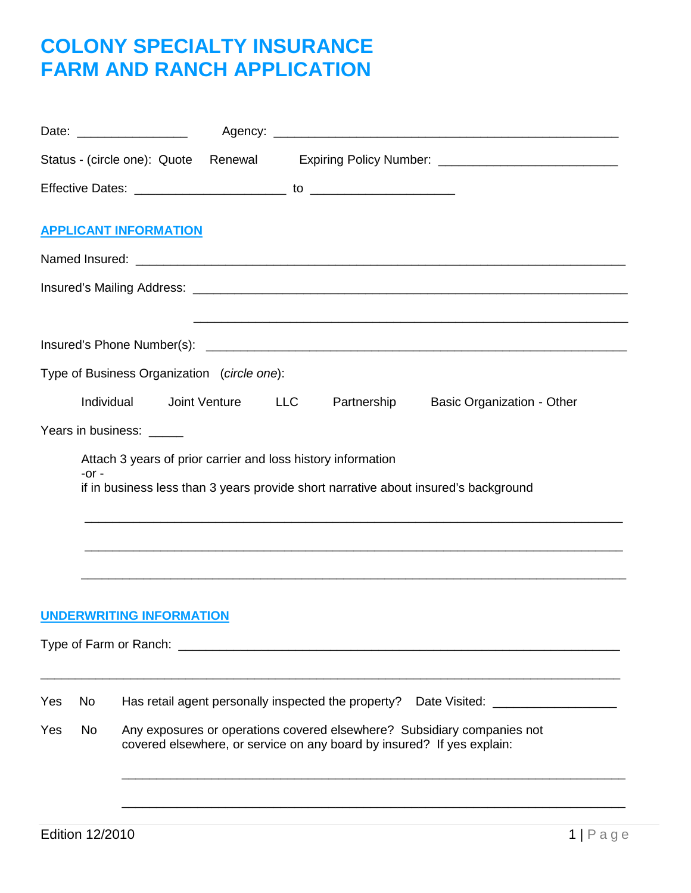# COLONY SPECIALTY INSURANCE
# FARM AND RANCH APPLICATION

Date: ________________ Agency: ___________________________________________________

Status - (circle one): Quote Renewal Expiring Policy Number: __________________________

Effective Dates: ______________________ to ____________________

## APPLICANT INFORMATION

Named Insured: _______________________________________________________________________

Insured's Mailing Address: ______________________________________________________________

______________________________________________________________

Insured's Phone Number(s): ______________________________________________________________

Type of Business Organization (*circle one*):

Individual Joint Venture LLC Partnership Basic Organization - Other

Years in business: _____

Attach 3 years of prior carrier and loss history information
-or -
if in business less than 3 years provide short narrative about insured's background

_______________________________________________________________________________

_______________________________________________________________________________

_______________________________________________________________________________

## UNDERWRITING INFORMATION

Type of Farm or Ranch: ______________________________________________________________

_______________________________________________________________________________

Yes No Has retail agent personally inspected the property? Date Visited: ________________

Yes No Any exposures or operations covered elsewhere? Subsidiary companies not covered elsewhere, or service on any board by insured? If yes explain:

_______________________________________________________________________________

_______________________________________________________________________________

Edition 12/2010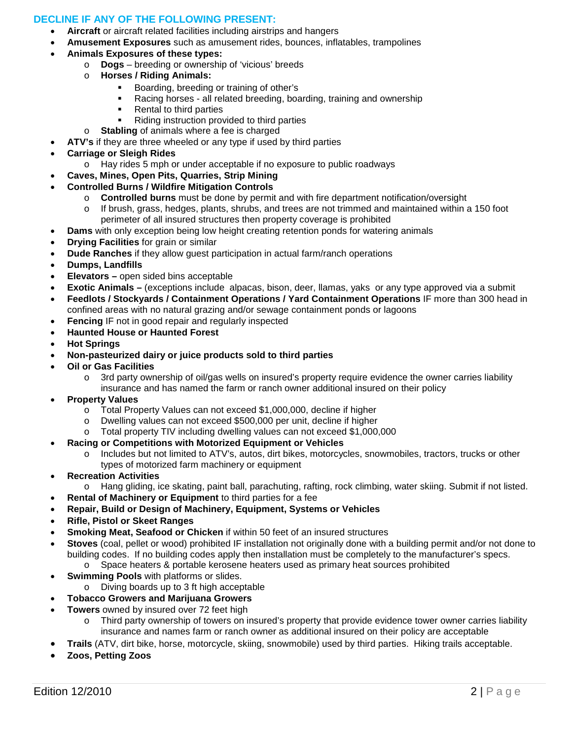## DECLINE IF ANY OF THE FOLLOWING PRESENT:

- **Aircraft** or aircraft related facilities including airstrips and hangers
- **Amusement Exposures** such as amusement rides, bounces, inflatables, trampolines
- **Animals Exposures of these types:**
  - **Dogs** – breeding or ownership of 'vicious' breeds
  - **Horses / Riding Animals:**
    - Boarding, breeding or training of other's
    - Racing horses - all related breeding, boarding, training and ownership
    - Rental to third parties
    - Riding instruction provided to third parties
  - **Stabling** of animals where a fee is charged
- **ATV's** if they are three wheeled or any type if used by third parties
- **Carriage or Sleigh Rides**
  - Hay rides 5 mph or under acceptable if no exposure to public roadways
- **Caves, Mines, Open Pits, Quarries, Strip Mining**
- **Controlled Burns / Wildfire Mitigation Controls**
  - **Controlled burns** must be done by permit and with fire department notification/oversight
  - If brush, grass, hedges, plants, shrubs, and trees are not trimmed and maintained within a 150 foot perimeter of all insured structures then property coverage is prohibited
- **Dams** with only exception being low height creating retention ponds for watering animals
- **Drying Facilities** for grain or similar
- **Dude Ranches** if they allow guest participation in actual farm/ranch operations
- **Dumps, Landfills**
- **Elevators –** open sided bins acceptable
- **Exotic Animals –** (exceptions include alpacas, bison, deer, llamas, yaks or any type approved via a submit
- **Feedlots / Stockyards / Containment Operations / Yard Containment Operations** IF more than 300 head in confined areas with no natural grazing and/or sewage containment ponds or lagoons
- **Fencing** IF not in good repair and regularly inspected
- **Haunted House or Haunted Forest**
- **Hot Springs**
- **Non-pasteurized dairy or juice products sold to third parties**
- **Oil or Gas Facilities**
  - 3rd party ownership of oil/gas wells on insured's property require evidence the owner carries liability insurance and has named the farm or ranch owner additional insured on their policy
- **Property Values**
  - Total Property Values can not exceed $1,000,000, decline if higher
  - Dwelling values can not exceed $500,000 per unit, decline if higher
  - Total property TIV including dwelling values can not exceed $1,000,000
- **Racing or Competitions with Motorized Equipment or Vehicles**
  - Includes but not limited to ATV's, autos, dirt bikes, motorcycles, snowmobiles, tractors, trucks or other types of motorized farm machinery or equipment
- **Recreation Activities**
  - Hang gliding, ice skating, paint ball, parachuting, rafting, rock climbing, water skiing. Submit if not listed.
- **Rental of Machinery or Equipment** to third parties for a fee
- **Repair, Build or Design of Machinery, Equipment, Systems or Vehicles**
- **Rifle, Pistol or Skeet Ranges**
- **Smoking Meat, Seafood or Chicken** if within 50 feet of an insured structures
- **Stoves** (coal, pellet or wood) prohibited IF installation not originally done with a building permit and/or not done to building codes. If no building codes apply then installation must be completely to the manufacturer's specs.
  - Space heaters & portable kerosene heaters used as primary heat sources prohibited
- **Swimming Pools** with platforms or slides.
  - Diving boards up to 3 ft high acceptable
- **Tobacco Growers and Marijuana Growers**
- **Towers** owned by insured over 72 feet high
  - Third party ownership of towers on insured's property that provide evidence tower owner carries liability insurance and names farm or ranch owner as additional insured on their policy are acceptable
- **Trails** (ATV, dirt bike, horse, motorcycle, skiing, snowmobile) used by third parties. Hiking trails acceptable.
- **Zoos, Petting Zoos**

Edition 12/2010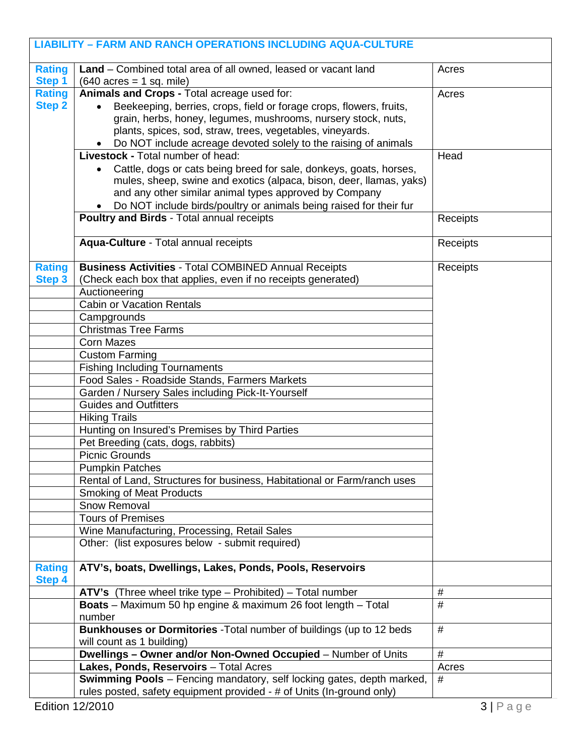| LIABILITY – FARM AND RANCH OPERATIONS INCLUDING AQUA-CULTURE | | |
|---|---|---|
| Rating Step 1 | **Land** – Combined total area of all owned, leased or vacant land (640 acres = 1 sq. mile) | Acres |
| Rating Step 2 | **Animals and Crops -** Total acreage used for: <br>• Beekeeping, berries, crops, field or forage crops, flowers, fruits, grain, herbs, honey, legumes, mushrooms, nursery stock, nuts, plants, spices, sod, straw, trees, vegetables, vineyards. <br>• Do NOT include acreage devoted solely to the raising of animals | Acres |
| | **Livestock -** Total number of head: <br>• Cattle, dogs or cats being breed for sale, donkeys, goats, horses, mules, sheep, swine and exotics (alpaca, bison, deer, llamas, yaks) and any other similar animal types approved by Company <br>• Do NOT include birds/poultry or animals being raised for their fur | Head |
| | **Poultry and Birds** - Total annual receipts | Receipts |
| | **Aqua-Culture** - Total annual receipts | Receipts |
| Rating Step 3 | **Business Activities** - Total COMBINED Annual Receipts (Check each box that applies, even if no receipts generated) | Receipts |
| | Auctioneering | |
| | Cabin or Vacation Rentals | |
| | Campgrounds | |
| | Christmas Tree Farms | |
| | Corn Mazes | |
| | Custom Farming | |
| | Fishing Including Tournaments | |
| | Food Sales - Roadside Stands, Farmers Markets | |
| | Garden / Nursery Sales including Pick-It-Yourself | |
| | Guides and Outfitters | |
| | Hiking Trails | |
| | Hunting on Insured's Premises by Third Parties | |
| | Pet Breeding (cats, dogs, rabbits) | |
| | Picnic Grounds | |
| | Pumpkin Patches | |
| | Rental of Land, Structures for business, Habitational or Farm/ranch uses | |
| | Smoking of Meat Products | |
| | Snow Removal | |
| | Tours of Premises | |
| | Wine Manufacturing, Processing, Retail Sales | |
| | Other: (list exposures below - submit required) | |
| Rating Step 4 | **ATV's, boats, Dwellings, Lakes, Ponds, Pools, Reservoirs** | |
| | **ATV's** (Three wheel trike type – Prohibited) – Total number | # |
| | **Boats** – Maximum 50 hp engine & maximum 26 foot length – Total number | # |
| | **Bunkhouses or Dormitories** -Total number of buildings (up to 12 beds will count as 1 building) | # |
| | **Dwellings – Owner and/or Non-Owned Occupied** – Number of Units | # |
| | **Lakes, Ponds, Reservoirs** – Total Acres | Acres |
| | **Swimming Pools** – Fencing mandatory, self locking gates, depth marked, rules posted, safety equipment provided - # of Units (In-ground only) | # |

Edition 12/2010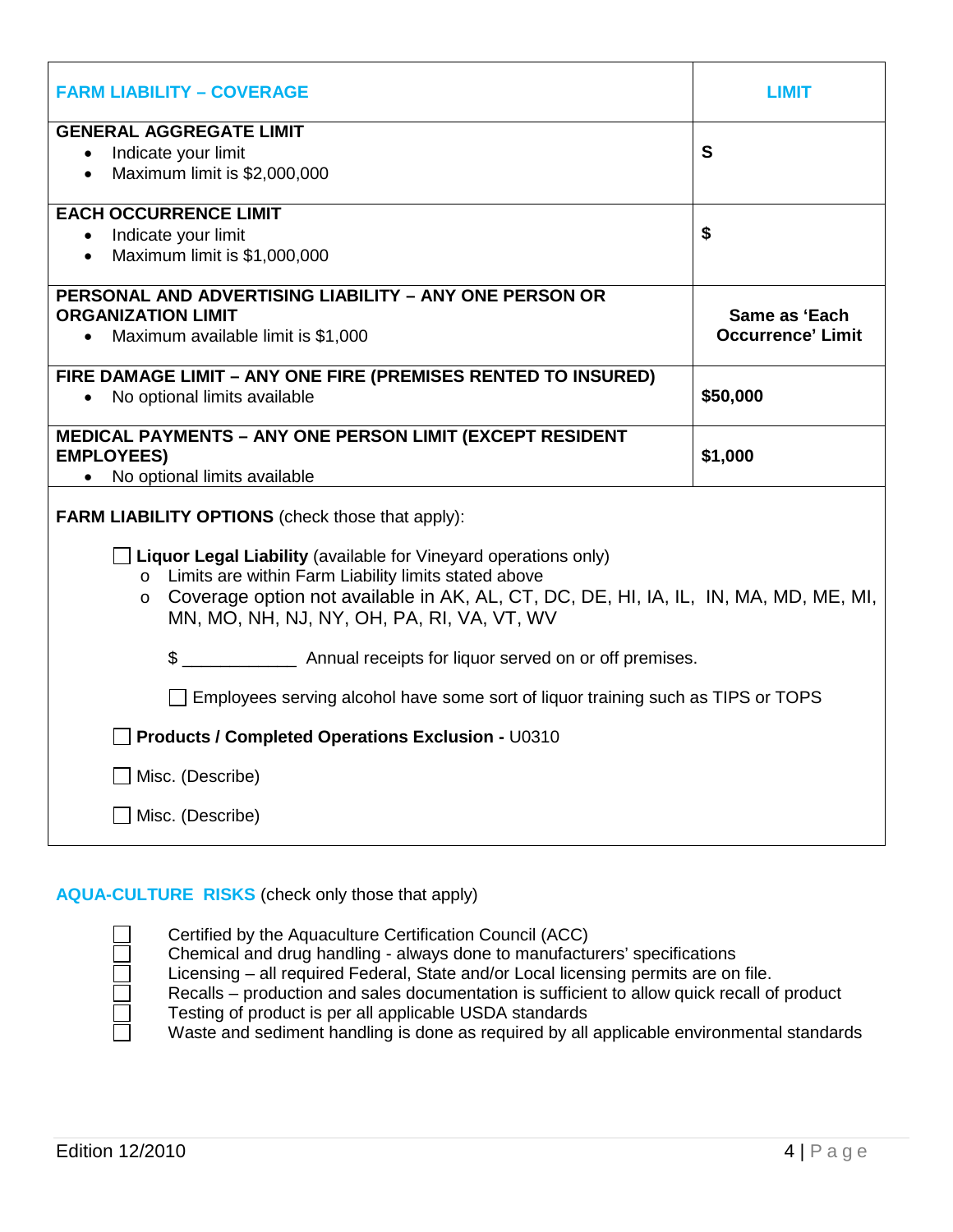| FARM LIABILITY – COVERAGE | LIMIT |
| --- | --- |
| **GENERAL AGGREGATE LIMIT**<br>• Indicate your limit<br>• Maximum limit is $2,000,000 | **S** |
| **EACH OCCURRENCE LIMIT**<br>• Indicate your limit<br>• Maximum limit is $1,000,000 | **$** |
| **PERSONAL AND ADVERTISING LIABILITY – ANY ONE PERSON OR ORGANIZATION LIMIT**<br>• Maximum available limit is $1,000 | **Same as 'Each Occurrence' Limit** |
| **FIRE DAMAGE LIMIT – ANY ONE FIRE (PREMISES RENTED TO INSURED)**<br>• No optional limits available | **$50,000** |
| **MEDICAL PAYMENTS – ANY ONE PERSON LIMIT (EXCEPT RESIDENT EMPLOYEES)**<br>• No optional limits available | **$1,000** |

**FARM LIABILITY OPTIONS** (check those that apply):

- ☐ **Liquor Legal Liability** (available for Vineyard operations only)
  - Limits are within Farm Liability limits stated above
  - Coverage option not available in AK, AL, CT, DC, DE, HI, IA, IL, IN, MA, MD, ME, MI, MN, MO, NH, NJ, NY, OH, PA, RI, VA, VT, WV

  $ ____________ Annual receipts for liquor served on or off premises.

  ☐ Employees serving alcohol have some sort of liquor training such as TIPS or TOPS

- ☐ **Products / Completed Operations Exclusion -** U0310
- ☐ Misc. (Describe)
- ☐ Misc. (Describe)

**AQUA-CULTURE RISKS** (check only those that apply)

- ☐ Certified by the Aquaculture Certification Council (ACC)
- ☐ Chemical and drug handling - always done to manufacturers' specifications
- ☐ Licensing – all required Federal, State and/or Local licensing permits are on file.
- ☐ Recalls – production and sales documentation is sufficient to allow quick recall of product
- ☐ Testing of product is per all applicable USDA standards
- ☐ Waste and sediment handling is done as required by all applicable environmental standards

Edition 12/2010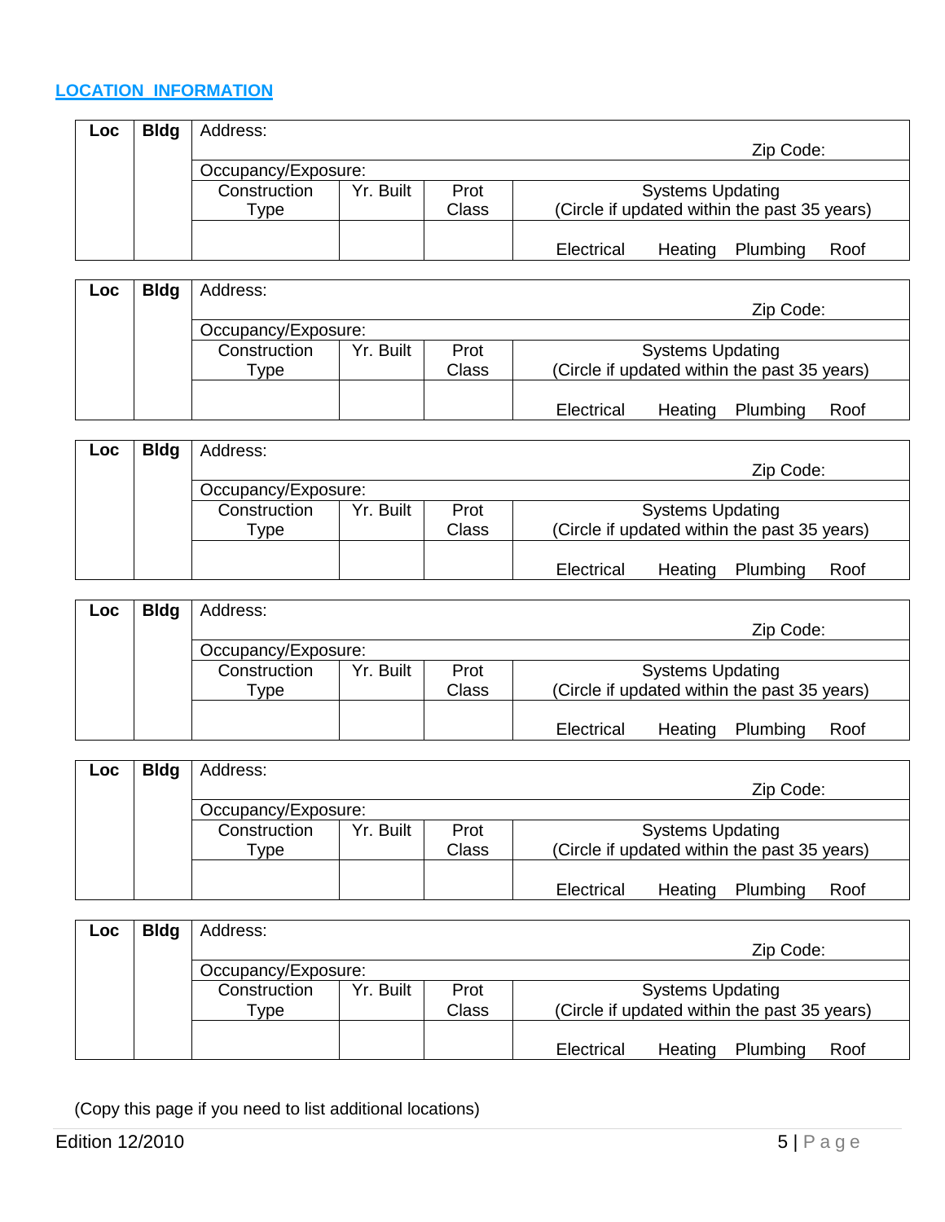## LOCATION INFORMATION

| Loc | Bldg | Address: | | | Zip Code: |
|---|---|---|---|---|---|
| | | Occupancy/Exposure: | | | |
| | | Construction Type | Yr. Built | Prot Class | Systems Updating (Circle if updated within the past 35 years) |
| | | | | | Electrical Heating Plumbing Roof |

| Loc | Bldg | Address: | | | Zip Code: |
|---|---|---|---|---|---|
| | | Occupancy/Exposure: | | | |
| | | Construction Type | Yr. Built | Prot Class | Systems Updating (Circle if updated within the past 35 years) |
| | | | | | Electrical Heating Plumbing Roof |

| Loc | Bldg | Address: | | | Zip Code: |
|---|---|---|---|---|---|
| | | Occupancy/Exposure: | | | |
| | | Construction Type | Yr. Built | Prot Class | Systems Updating (Circle if updated within the past 35 years) |
| | | | | | Electrical Heating Plumbing Roof |

| Loc | Bldg | Address: | | | Zip Code: |
|---|---|---|---|---|---|
| | | Occupancy/Exposure: | | | |
| | | Construction Type | Yr. Built | Prot Class | Systems Updating (Circle if updated within the past 35 years) |
| | | | | | Electrical Heating Plumbing Roof |

| Loc | Bldg | Address: | | | Zip Code: |
|---|---|---|---|---|---|
| | | Occupancy/Exposure: | | | |
| | | Construction Type | Yr. Built | Prot Class | Systems Updating (Circle if updated within the past 35 years) |
| | | | | | Electrical Heating Plumbing Roof |

| Loc | Bldg | Address: | | | Zip Code: |
|---|---|---|---|---|---|
| | | Occupancy/Exposure: | | | |
| | | Construction Type | Yr. Built | Prot Class | Systems Updating (Circle if updated within the past 35 years) |
| | | | | | Electrical Heating Plumbing Roof |

(Copy this page if you need to list additional locations)

Edition 12/2010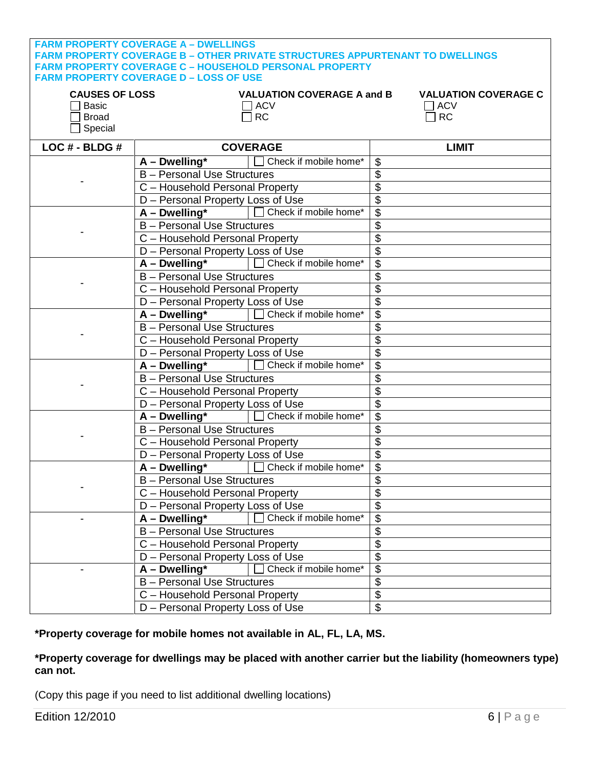**FARM PROPERTY COVERAGE A – DWELLINGS**
**FARM PROPERTY COVERAGE B – OTHER PRIVATE STRUCTURES APPURTENANT TO DWELLINGS**
**FARM PROPERTY COVERAGE C – HOUSEHOLD PERSONAL PROPERTY**
**FARM PROPERTY COVERAGE D – LOSS OF USE**

| CAUSES OF LOSS | VALUATION COVERAGE A and B | VALUATION COVERAGE C |
|---|---|---|
| ☐ Basic | ☐ ACV | ☐ ACV |
| ☐ Broad | ☐ RC | ☐ RC |
| ☐ Special | | |

| LOC # - BLDG # | COVERAGE | | LIMIT |
|---|---|---|---|
| - | **A – Dwelling*** | ☐ Check if mobile home* | $ |
| | B – Personal Use Structures | | $ |
| | C – Household Personal Property | | $ |
| | D – Personal Property Loss of Use | | $ |
| - | **A – Dwelling*** | ☐ Check if mobile home* | $ |
| | B – Personal Use Structures | | $ |
| | C – Household Personal Property | | $ |
| | D – Personal Property Loss of Use | | $ |
| - | **A – Dwelling*** | ☐ Check if mobile home* | $ |
| | B – Personal Use Structures | | $ |
| | C – Household Personal Property | | $ |
| | D – Personal Property Loss of Use | | $ |
| - | **A – Dwelling*** | ☐ Check if mobile home* | $ |
| | B – Personal Use Structures | | $ |
| | C – Household Personal Property | | $ |
| | D – Personal Property Loss of Use | | $ |
| - | **A – Dwelling*** | ☐ Check if mobile home* | $ |
| | B – Personal Use Structures | | $ |
| | C – Household Personal Property | | $ |
| | D – Personal Property Loss of Use | | $ |
| - | **A – Dwelling*** | ☐ Check if mobile home* | $ |
| | B – Personal Use Structures | | $ |
| | C – Household Personal Property | | $ |
| | D – Personal Property Loss of Use | | $ |
| - | **A – Dwelling*** | ☐ Check if mobile home* | $ |
| | B – Personal Use Structures | | $ |
| | C – Household Personal Property | | $ |
| | D – Personal Property Loss of Use | | $ |
| - | **A – Dwelling*** | ☐ Check if mobile home* | $ |
| | B – Personal Use Structures | | $ |
| | C – Household Personal Property | | $ |
| | D – Personal Property Loss of Use | | $ |
| - | **A – Dwelling*** | ☐ Check if mobile home* | $ |
| | B – Personal Use Structures | | $ |
| | C – Household Personal Property | | $ |
| | D – Personal Property Loss of Use | | $ |

**\*Property coverage for mobile homes not available in AL, FL, LA, MS.**

**\*Property coverage for dwellings may be placed with another carrier but the liability (homeowners type) can not.**

(Copy this page if you need to list additional dwelling locations)

Edition 12/2010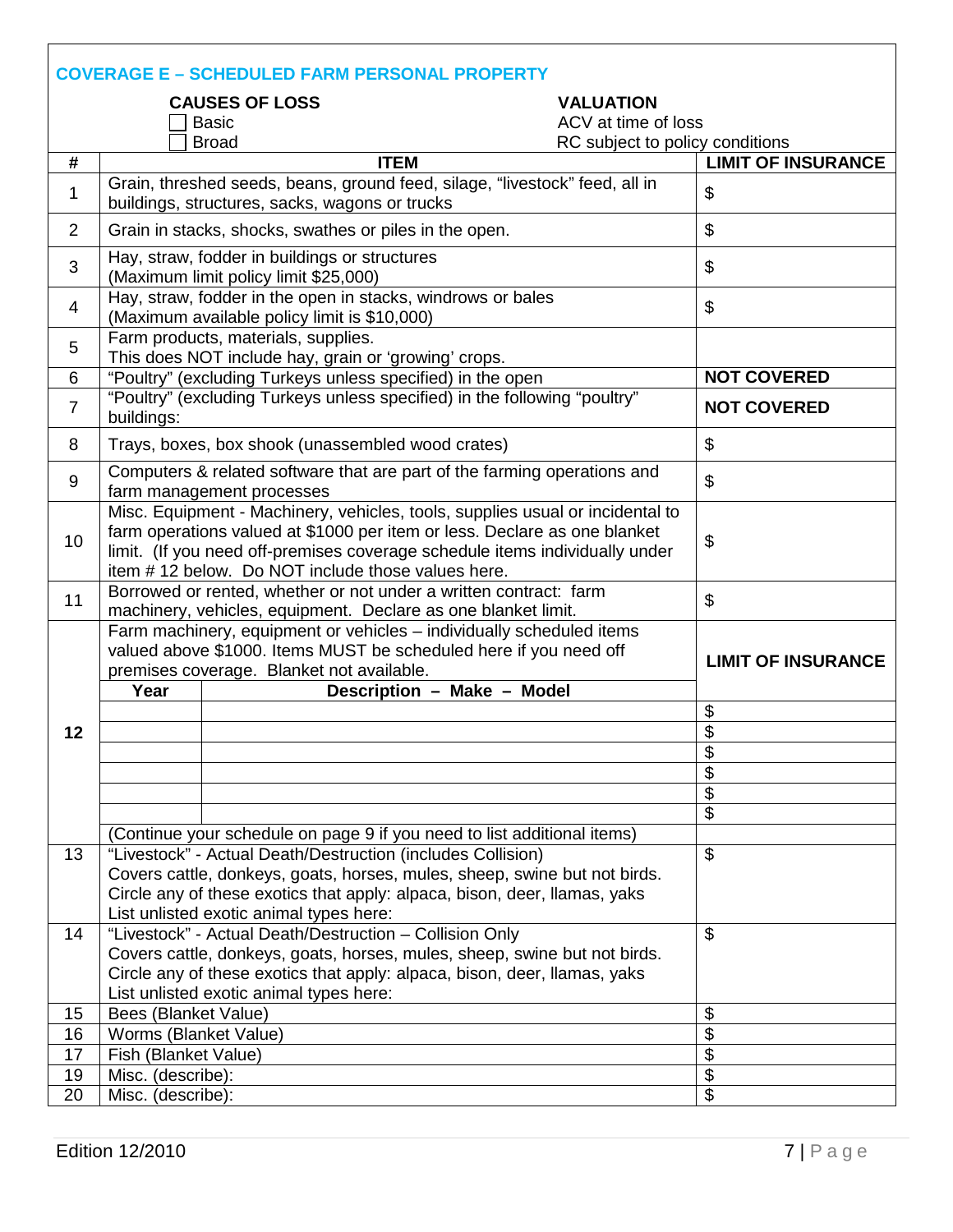## COVERAGE E – SCHEDULED FARM PERSONAL PROPERTY

**CAUSES OF LOSS**

☐ Basic
☐ Broad

**VALUATION**

ACV at time of loss
RC subject to policy conditions

| # | ITEM | | LIMIT OF INSURANCE |
|---|---|---|---|
| 1 | Grain, threshed seeds, beans, ground feed, silage, "livestock" feed, all in buildings, structures, sacks, wagons or trucks | | $ |
| 2 | Grain in stacks, shocks, swathes or piles in the open. | | $ |
| 3 | Hay, straw, fodder in buildings or structures (Maximum limit policy limit $25,000) | | $ |
| 4 | Hay, straw, fodder in the open in stacks, windrows or bales (Maximum available policy limit is $10,000) | | $ |
| 5 | Farm products, materials, supplies. This does NOT include hay, grain or 'growing' crops. | | |
| 6 | "Poultry" (excluding Turkeys unless specified) in the open | | **NOT COVERED** |
| 7 | "Poultry" (excluding Turkeys unless specified) in the following "poultry" buildings: | | **NOT COVERED** |
| 8 | Trays, boxes, box shook (unassembled wood crates) | | $ |
| 9 | Computers & related software that are part of the farming operations and farm management processes | | $ |
| 10 | Misc. Equipment - Machinery, vehicles, tools, supplies usual or incidental to farm operations valued at $1000 per item or less. Declare as one blanket limit. (If you need off-premises coverage schedule items individually under item # 12 below. Do NOT include those values here. | | $ |
| 11 | Borrowed or rented, whether or not under a written contract: farm machinery, vehicles, equipment. Declare as one blanket limit. | | $ |
| **12** | Farm machinery, equipment or vehicles – individually scheduled items valued above $1000. Items MUST be scheduled here if you need off premises coverage. Blanket not available. | | **LIMIT OF INSURANCE** |
| | **Year** | **Description – Make – Model** | |
| | | | $ |
| | | | $ |
| | | | $ |
| | | | $ |
| | | | $ |
| | | | $ |
| | (Continue your schedule on page 9 if you need to list additional items) | | |
| 13 | "Livestock" - Actual Death/Destruction (includes Collision) Covers cattle, donkeys, goats, horses, mules, sheep, swine but not birds. Circle any of these exotics that apply: alpaca, bison, deer, llamas, yaks List unlisted exotic animal types here: | | $ |
| 14 | "Livestock" - Actual Death/Destruction – Collision Only Covers cattle, donkeys, goats, horses, mules, sheep, swine but not birds. Circle any of these exotics that apply: alpaca, bison, deer, llamas, yaks List unlisted exotic animal types here: | | $ |
| 15 | Bees (Blanket Value) | | $ |
| 16 | Worms (Blanket Value) | | $ |
| 17 | Fish (Blanket Value) | | $ |
| 19 | Misc. (describe): | | $ |
| 20 | Misc. (describe): | | $ |

Edition 12/2010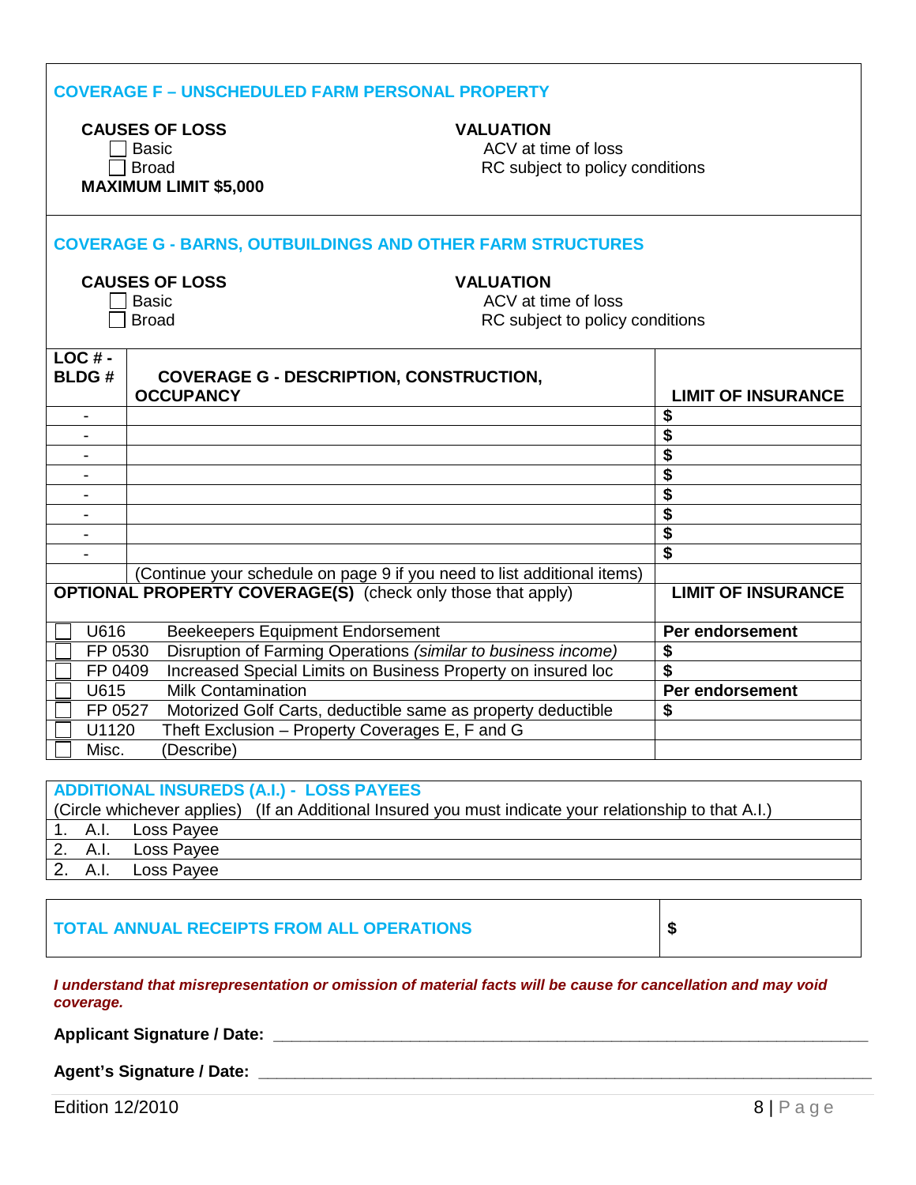## COVERAGE F – UNSCHEDULED FARM PERSONAL PROPERTY

**CAUSES OF LOSS**

- ☐ Basic
- ☐ Broad

**MAXIMUM LIMIT $5,000**

**VALUATION**

ACV at time of loss
RC subject to policy conditions

## COVERAGE G - BARNS, OUTBUILDINGS AND OTHER FARM STRUCTURES

**CAUSES OF LOSS**

- ☐ Basic
- ☐ Broad

**VALUATION**

ACV at time of loss
RC subject to policy conditions

| LOC # - BLDG # | COVERAGE G - DESCRIPTION, CONSTRUCTION, OCCUPANCY | LIMIT OF INSURANCE |
|---|---|---|
| - | | $ |
| - | | $ |
| - | | $ |
| - | | $ |
| - | | $ |
| - | | $ |
| - | | $ |
| - | | $ |
| | (Continue your schedule on page 9 if you need to list additional items) | |

| OPTIONAL PROPERTY COVERAGE(S) (check only those that apply) | | | LIMIT OF INSURANCE |
|---|---|---|---|
| ☐ | U616 | Beekeepers Equipment Endorsement | Per endorsement |
| ☐ | FP 0530 | Disruption of Farming Operations *(similar to business income)* | $ |
| ☐ | FP 0409 | Increased Special Limits on Business Property on insured loc | $ |
| ☐ | U615 | Milk Contamination | Per endorsement |
| ☐ | FP 0527 | Motorized Golf Carts, deductible same as property deductible | $ |
| ☐ | U1120 | Theft Exclusion – Property Coverages E, F and G | |
| ☐ | Misc. | (Describe) | |

## ADDITIONAL INSUREDS (A.I.) - LOSS PAYEES

(Circle whichever applies) (If an Additional Insured you must indicate your relationship to that A.I.)

| | |
|---|---|
| 1. A.I. Loss Payee | |
| 2. A.I. Loss Payee | |
| 2. A.I. Loss Payee | |

| TOTAL ANNUAL RECEIPTS FROM ALL OPERATIONS | $ |
|---|---|

***I understand that misrepresentation or omission of material facts will be cause for cancellation and may void coverage.***

**Applicant Signature / Date:** ______________________________________________

**Agent's Signature / Date:** ______________________________________________

Edition 12/2010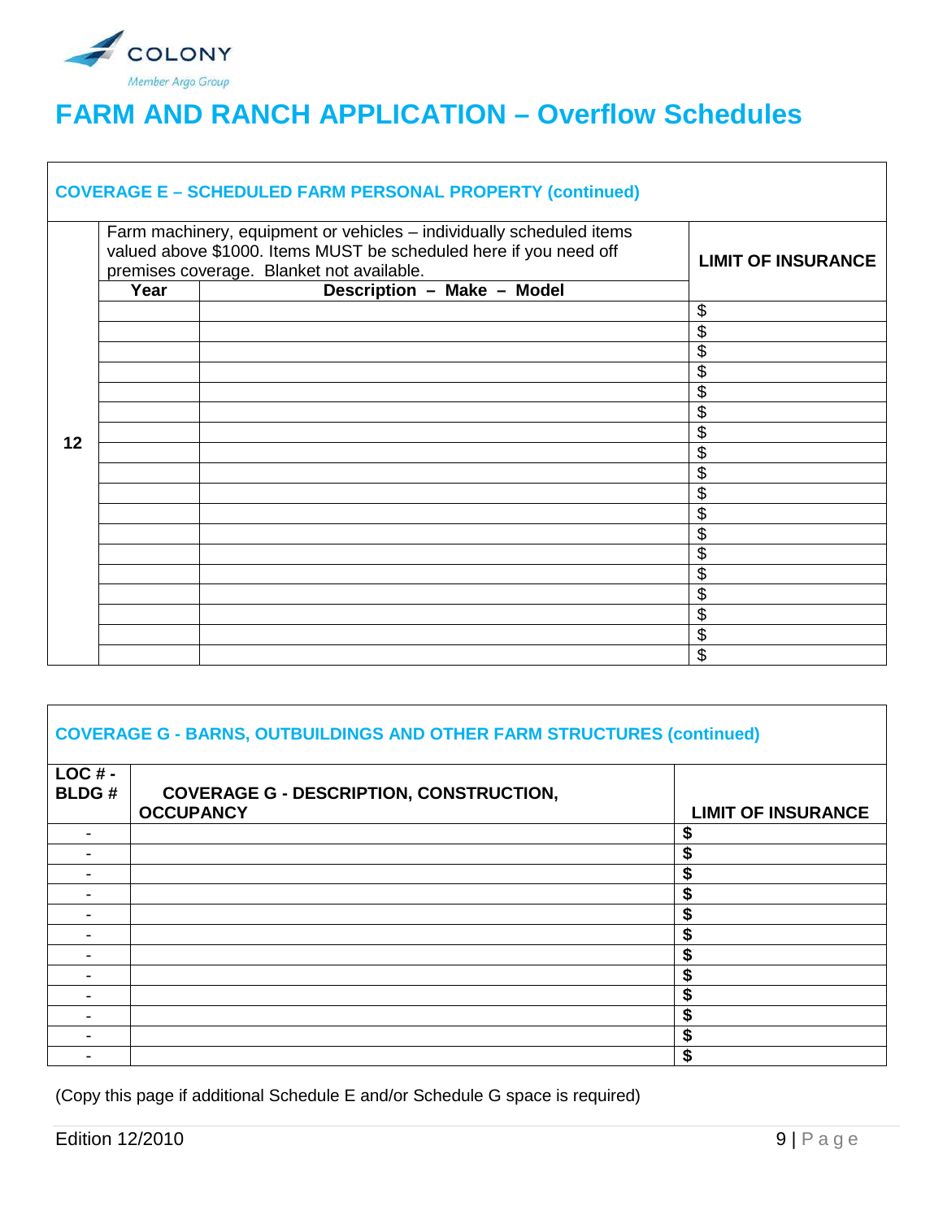# FARM AND RANCH APPLICATION – Overflow Schedules

## COVERAGE E – SCHEDULED FARM PERSONAL PROPERTY (continued)

| | Farm machinery, equipment or vehicles – individually scheduled items valued above $1000. Items MUST be scheduled here if you need off premises coverage. Blanket not available. | | LIMIT OF INSURANCE |
|---|---|---|---|
| | **Year** | **Description – Make – Model** | |
| 12 | | | $ |
| | | | $ |
| | | | $ |
| | | | $ |
| | | | $ |
| | | | $ |
| | | | $ |
| | | | $ |
| | | | $ |
| | | | $ |
| | | | $ |
| | | | $ |
| | | | $ |
| | | | $ |
| | | | $ |
| | | | $ |
| | | | $ |
| | | | $ |

## COVERAGE G - BARNS, OUTBUILDINGS AND OTHER FARM STRUCTURES (continued)

| LOC # - BLDG # | COVERAGE G - DESCRIPTION, CONSTRUCTION, OCCUPANCY | LIMIT OF INSURANCE |
|---|---|---|
| - | | $ |
| - | | $ |
| - | | $ |
| - | | $ |
| - | | $ |
| - | | $ |
| - | | $ |
| - | | $ |
| - | | $ |
| - | | $ |
| - | | $ |
| - | | $ |

(Copy this page if additional Schedule E and/or Schedule G space is required)

Edition 12/2010